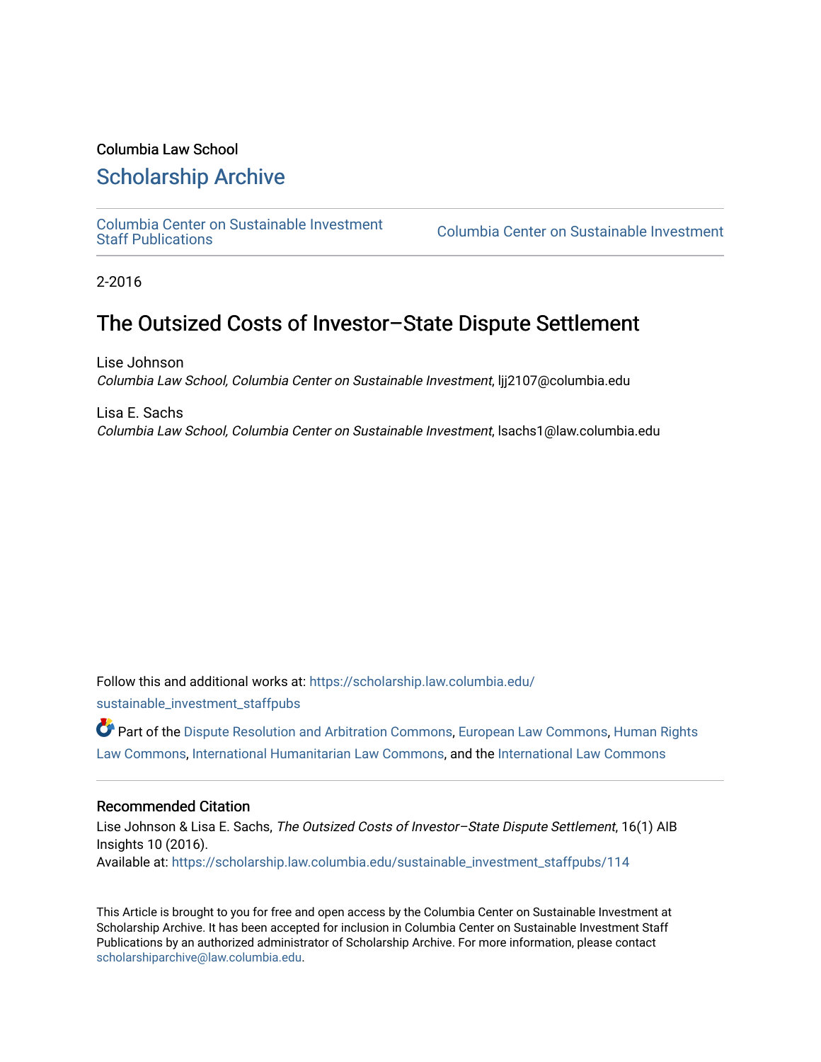Columbia Law School

## Scholarship Archive

Columbia Center on Sustainable Investment Staff Publications

Columbia Center on Sustainable Investment

2-2016

# The Outsized Costs of Investor–State Dispute Settlement

Lise Johnson
*Columbia Law School, Columbia Center on Sustainable Investment*, ljj2107@columbia.edu

Lisa E. Sachs
*Columbia Law School, Columbia Center on Sustainable Investment*, lsachs1@law.columbia.edu

Follow this and additional works at: https://scholarship.law.columbia.edu/sustainable_investment_staffpubs

Part of the Dispute Resolution and Arbitration Commons, European Law Commons, Human Rights Law Commons, International Humanitarian Law Commons, and the International Law Commons

### Recommended Citation

Lise Johnson & Lisa E. Sachs, *The Outsized Costs of Investor–State Dispute Settlement*, 16(1) AIB Insights 10 (2016).
Available at: https://scholarship.law.columbia.edu/sustainable_investment_staffpubs/114

This Article is brought to you for free and open access by the Columbia Center on Sustainable Investment at Scholarship Archive. It has been accepted for inclusion in Columbia Center on Sustainable Investment Staff Publications by an authorized administrator of Scholarship Archive. For more information, please contact scholarshiparchive@law.columbia.edu.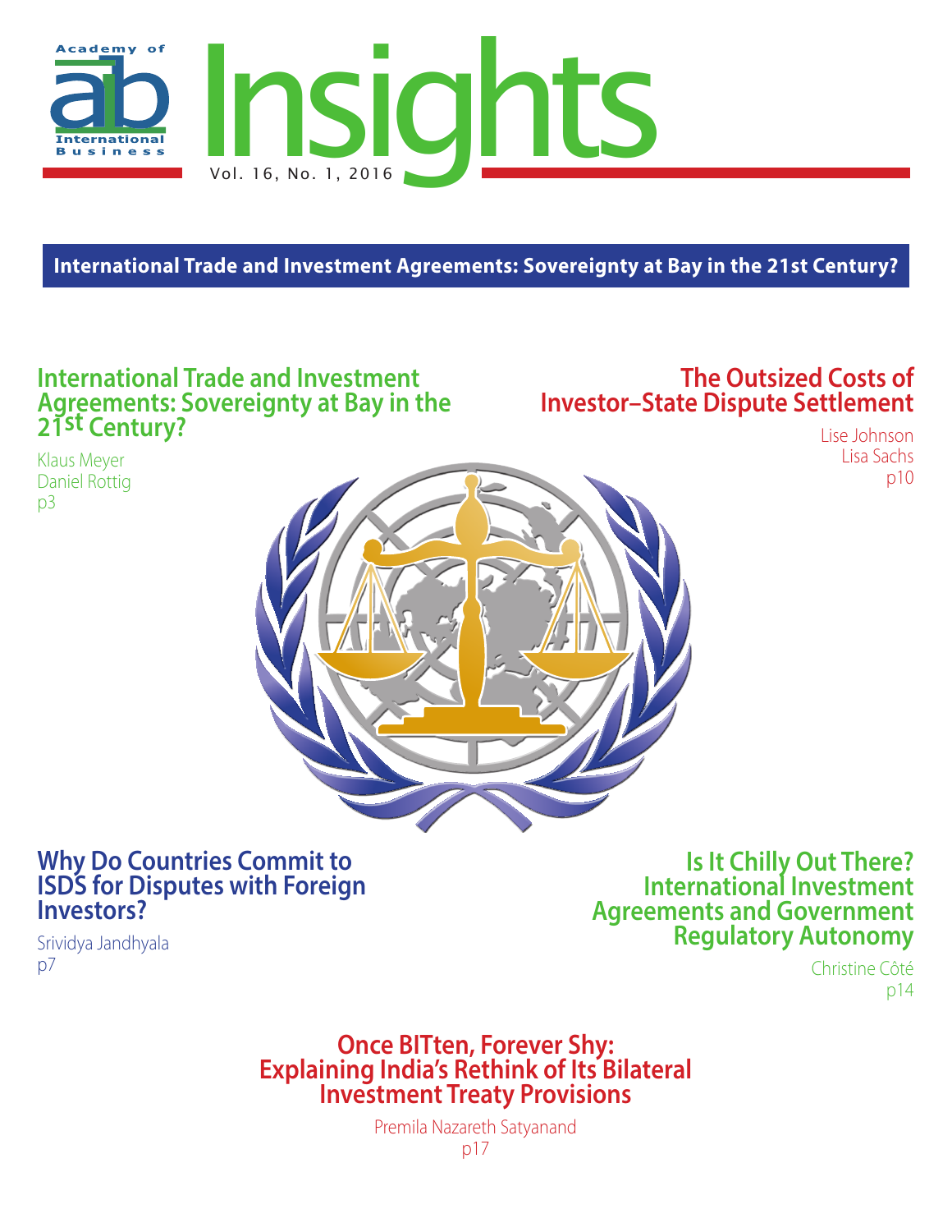Academy of International Business

# Insights

Vol. 16, No. 1, 2016

**International Trade and Investment Agreements: Sovereignty at Bay in the 21st Century?**

## International Trade and Investment Agreements: Sovereignty at Bay in the 21st Century?

Klaus Meyer
Daniel Rottig
p3

## The Outsized Costs of Investor–State Dispute Settlement

Lise Johnson
Lisa Sachs
p10

## Why Do Countries Commit to ISDS for Disputes with Foreign Investors?

Srividya Jandhyala
p7

## Is It Chilly Out There? International Investment Agreements and Government Regulatory Autonomy

Christine Côté
p14

## Once BITten, Forever Shy: Explaining India's Rethink of Its Bilateral Investment Treaty Provisions

Premila Nazareth Satyanand
p17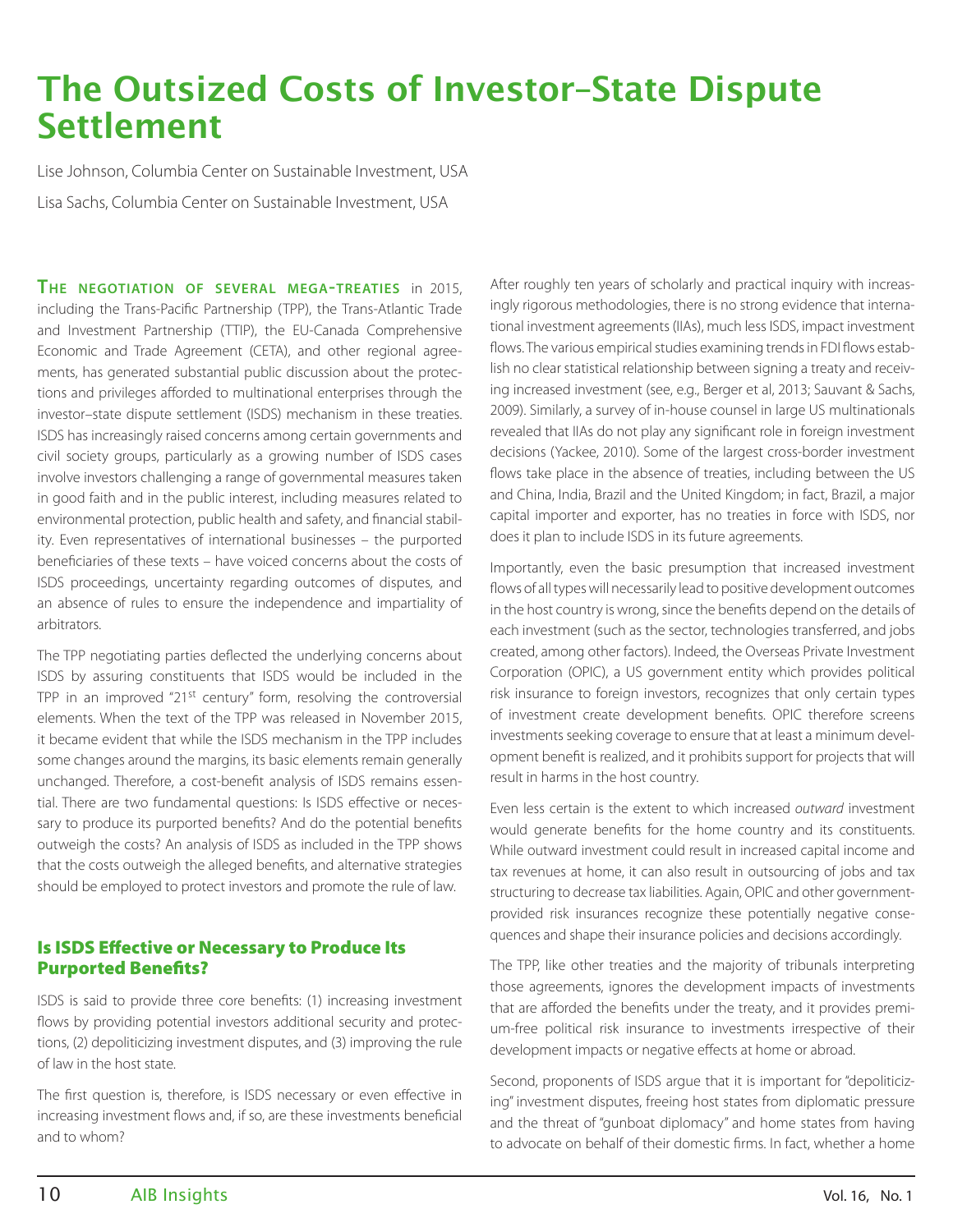# The Outsized Costs of Investor–State Dispute Settlement

Lise Johnson, Columbia Center on Sustainable Investment, USA

Lisa Sachs, Columbia Center on Sustainable Investment, USA

**The negotiation of several mega-treaties** in 2015, including the Trans-Pacific Partnership (TPP), the Trans-Atlantic Trade and Investment Partnership (TTIP), the EU-Canada Comprehensive Economic and Trade Agreement (CETA), and other regional agreements, has generated substantial public discussion about the protections and privileges afforded to multinational enterprises through the investor–state dispute settlement (ISDS) mechanism in these treaties. ISDS has increasingly raised concerns among certain governments and civil society groups, particularly as a growing number of ISDS cases involve investors challenging a range of governmental measures taken in good faith and in the public interest, including measures related to environmental protection, public health and safety, and financial stability. Even representatives of international businesses – the purported beneficiaries of these texts – have voiced concerns about the costs of ISDS proceedings, uncertainty regarding outcomes of disputes, and an absence of rules to ensure the independence and impartiality of arbitrators.

The TPP negotiating parties deflected the underlying concerns about ISDS by assuring constituents that ISDS would be included in the TPP in an improved "21st century" form, resolving the controversial elements. When the text of the TPP was released in November 2015, it became evident that while the ISDS mechanism in the TPP includes some changes around the margins, its basic elements remain generally unchanged. Therefore, a cost-benefit analysis of ISDS remains essential. There are two fundamental questions: Is ISDS effective or necessary to produce its purported benefits? And do the potential benefits outweigh the costs? An analysis of ISDS as included in the TPP shows that the costs outweigh the alleged benefits, and alternative strategies should be employed to protect investors and promote the rule of law.

## Is ISDS Effective or Necessary to Produce Its Purported Benefits?

ISDS is said to provide three core benefits: (1) increasing investment flows by providing potential investors additional security and protections, (2) depoliticizing investment disputes, and (3) improving the rule of law in the host state.

The first question is, therefore, is ISDS necessary or even effective in increasing investment flows and, if so, are these investments beneficial and to whom?

After roughly ten years of scholarly and practical inquiry with increasingly rigorous methodologies, there is no strong evidence that international investment agreements (IIAs), much less ISDS, impact investment flows. The various empirical studies examining trends in FDI flows establish no clear statistical relationship between signing a treaty and receiving increased investment (see, e.g., Berger et al, 2013; Sauvant & Sachs, 2009). Similarly, a survey of in-house counsel in large US multinationals revealed that IIAs do not play any significant role in foreign investment decisions (Yackee, 2010). Some of the largest cross-border investment flows take place in the absence of treaties, including between the US and China, India, Brazil and the United Kingdom; in fact, Brazil, a major capital importer and exporter, has no treaties in force with ISDS, nor does it plan to include ISDS in its future agreements.

Importantly, even the basic presumption that increased investment flows of all types will necessarily lead to positive development outcomes in the host country is wrong, since the benefits depend on the details of each investment (such as the sector, technologies transferred, and jobs created, among other factors). Indeed, the Overseas Private Investment Corporation (OPIC), a US government entity which provides political risk insurance to foreign investors, recognizes that only certain types of investment create development benefits. OPIC therefore screens investments seeking coverage to ensure that at least a minimum development benefit is realized, and it prohibits support for projects that will result in harms in the host country.

Even less certain is the extent to which increased *outward* investment would generate benefits for the home country and its constituents. While outward investment could result in increased capital income and tax revenues at home, it can also result in outsourcing of jobs and tax structuring to decrease tax liabilities. Again, OPIC and other government-provided risk insurances recognize these potentially negative consequences and shape their insurance policies and decisions accordingly.

The TPP, like other treaties and the majority of tribunals interpreting those agreements, ignores the development impacts of investments that are afforded the benefits under the treaty, and it provides premium-free political risk insurance to investments irrespective of their development impacts or negative effects at home or abroad.

Second, proponents of ISDS argue that it is important for "depoliticizing" investment disputes, freeing host states from diplomatic pressure and the threat of "gunboat diplomacy" and home states from having to advocate on behalf of their domestic firms. In fact, whether a home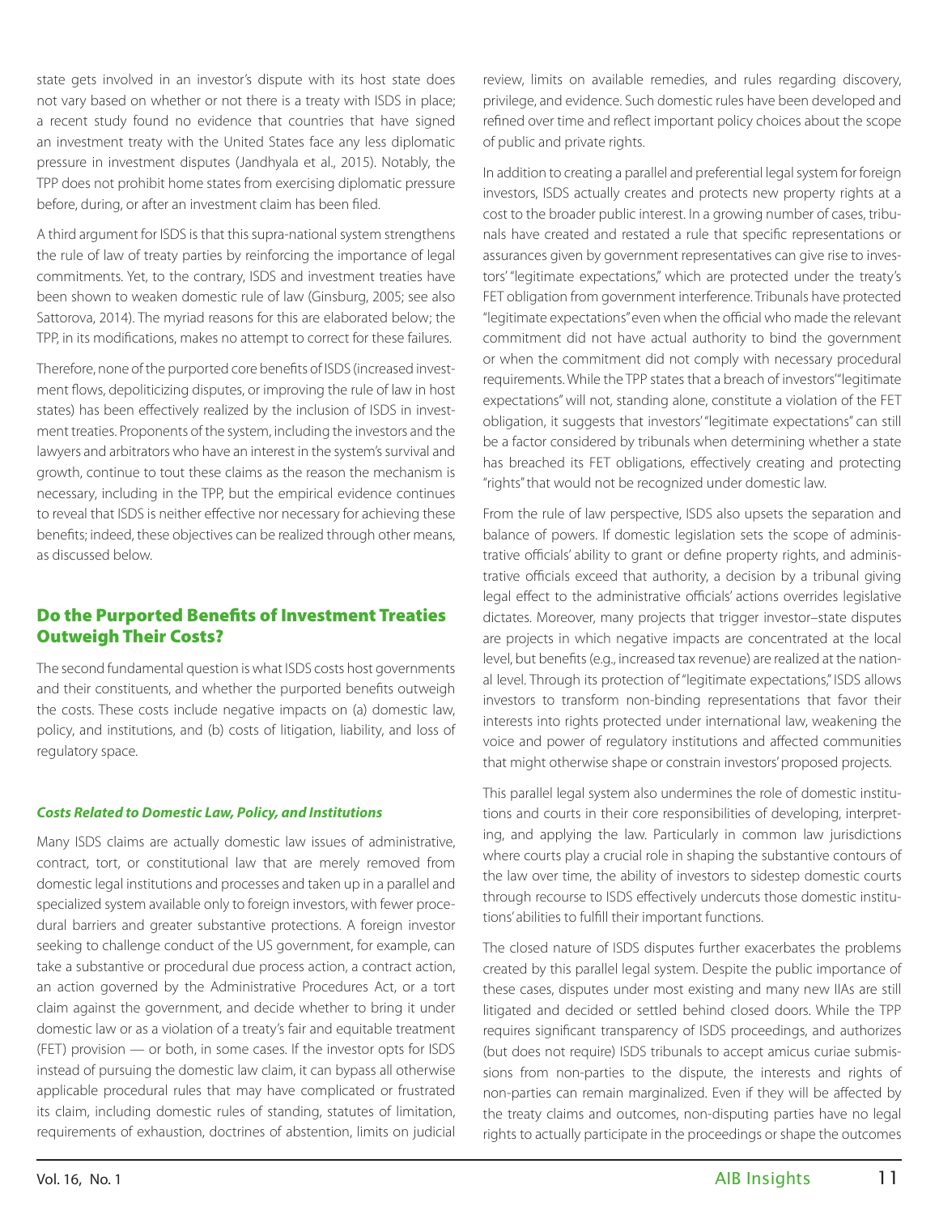state gets involved in an investor's dispute with its host state does not vary based on whether or not there is a treaty with ISDS in place; a recent study found no evidence that countries that have signed an investment treaty with the United States face any less diplomatic pressure in investment disputes (Jandhyala et al., 2015). Notably, the TPP does not prohibit home states from exercising diplomatic pressure before, during, or after an investment claim has been filed.

A third argument for ISDS is that this supra-national system strengthens the rule of law of treaty parties by reinforcing the importance of legal commitments. Yet, to the contrary, ISDS and investment treaties have been shown to weaken domestic rule of law (Ginsburg, 2005; see also Sattorova, 2014). The myriad reasons for this are elaborated below; the TPP, in its modifications, makes no attempt to correct for these failures.

Therefore, none of the purported core benefits of ISDS (increased investment flows, depoliticizing disputes, or improving the rule of law in host states) has been effectively realized by the inclusion of ISDS in investment treaties. Proponents of the system, including the investors and the lawyers and arbitrators who have an interest in the system's survival and growth, continue to tout these claims as the reason the mechanism is necessary, including in the TPP, but the empirical evidence continues to reveal that ISDS is neither effective nor necessary for achieving these benefits; indeed, these objectives can be realized through other means, as discussed below.

## Do the Purported Benefits of Investment Treaties Outweigh Their Costs?

The second fundamental question is what ISDS costs host governments and their constituents, and whether the purported benefits outweigh the costs. These costs include negative impacts on (a) domestic law, policy, and institutions, and (b) costs of litigation, liability, and loss of regulatory space.

### *Costs Related to Domestic Law, Policy, and Institutions*

Many ISDS claims are actually domestic law issues of administrative, contract, tort, or constitutional law that are merely removed from domestic legal institutions and processes and taken up in a parallel and specialized system available only to foreign investors, with fewer procedural barriers and greater substantive protections. A foreign investor seeking to challenge conduct of the US government, for example, can take a substantive or procedural due process action, a contract action, an action governed by the Administrative Procedures Act, or a tort claim against the government, and decide whether to bring it under domestic law or as a violation of a treaty's fair and equitable treatment (FET) provision — or both, in some cases. If the investor opts for ISDS instead of pursuing the domestic law claim, it can bypass all otherwise applicable procedural rules that may have complicated or frustrated its claim, including domestic rules of standing, statutes of limitation, requirements of exhaustion, doctrines of abstention, limits on judicial review, limits on available remedies, and rules regarding discovery, privilege, and evidence. Such domestic rules have been developed and refined over time and reflect important policy choices about the scope of public and private rights.

In addition to creating a parallel and preferential legal system for foreign investors, ISDS actually creates and protects new property rights at a cost to the broader public interest. In a growing number of cases, tribunals have created and restated a rule that specific representations or assurances given by government representatives can give rise to investors' "legitimate expectations," which are protected under the treaty's FET obligation from government interference. Tribunals have protected "legitimate expectations" even when the official who made the relevant commitment did not have actual authority to bind the government or when the commitment did not comply with necessary procedural requirements. While the TPP states that a breach of investors' "legitimate expectations" will not, standing alone, constitute a violation of the FET obligation, it suggests that investors' "legitimate expectations" can still be a factor considered by tribunals when determining whether a state has breached its FET obligations, effectively creating and protecting "rights" that would not be recognized under domestic law.

From the rule of law perspective, ISDS also upsets the separation and balance of powers. If domestic legislation sets the scope of administrative officials' ability to grant or define property rights, and administrative officials exceed that authority, a decision by a tribunal giving legal effect to the administrative officials' actions overrides legislative dictates. Moreover, many projects that trigger investor–state disputes are projects in which negative impacts are concentrated at the local level, but benefits (e.g., increased tax revenue) are realized at the national level. Through its protection of "legitimate expectations," ISDS allows investors to transform non-binding representations that favor their interests into rights protected under international law, weakening the voice and power of regulatory institutions and affected communities that might otherwise shape or constrain investors' proposed projects.

This parallel legal system also undermines the role of domestic institutions and courts in their core responsibilities of developing, interpreting, and applying the law. Particularly in common law jurisdictions where courts play a crucial role in shaping the substantive contours of the law over time, the ability of investors to sidestep domestic courts through recourse to ISDS effectively undercuts those domestic institutions' abilities to fulfill their important functions.

The closed nature of ISDS disputes further exacerbates the problems created by this parallel legal system. Despite the public importance of these cases, disputes under most existing and many new IIAs are still litigated and decided or settled behind closed doors. While the TPP requires significant transparency of ISDS proceedings, and authorizes (but does not require) ISDS tribunals to accept amicus curiae submissions from non-parties to the dispute, the interests and rights of non-parties can remain marginalized. Even if they will be affected by the treaty claims and outcomes, non-disputing parties have no legal rights to actually participate in the proceedings or shape the outcomes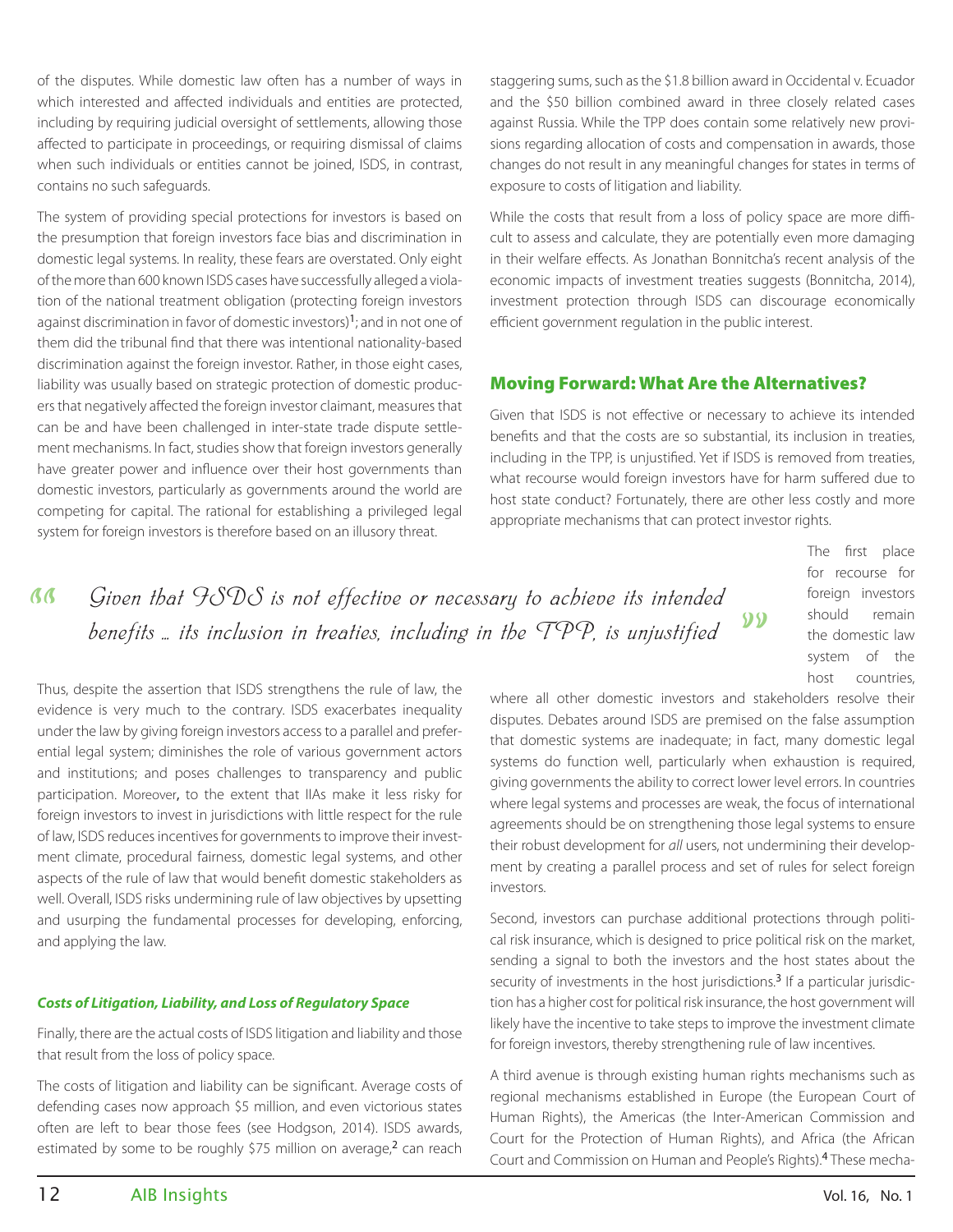of the disputes. While domestic law often has a number of ways in which interested and affected individuals and entities are protected, including by requiring judicial oversight of settlements, allowing those affected to participate in proceedings, or requiring dismissal of claims when such individuals or entities cannot be joined, ISDS, in contrast, contains no such safeguards.

The system of providing special protections for investors is based on the presumption that foreign investors face bias and discrimination in domestic legal systems. In reality, these fears are overstated. Only eight of the more than 600 known ISDS cases have successfully alleged a violation of the national treatment obligation (protecting foreign investors against discrimination in favor of domestic investors)[1]; and in not one of them did the tribunal find that there was intentional nationality-based discrimination against the foreign investor. Rather, in those eight cases, liability was usually based on strategic protection of domestic producers that negatively affected the foreign investor claimant, measures that can be and have been challenged in inter-state trade dispute settlement mechanisms. In fact, studies show that foreign investors generally have greater power and influence over their host governments than domestic investors, particularly as governments around the world are competing for capital. The rational for establishing a privileged legal system for foreign investors is therefore based on an illusory threat.

> "Given that ISDS is not effective or necessary to achieve its intended benefits … its inclusion in treaties, including in the TPP, is unjustified"

Thus, despite the assertion that ISDS strengthens the rule of law, the evidence is very much to the contrary. ISDS exacerbates inequality under the law by giving foreign investors access to a parallel and preferential legal system; diminishes the role of various government actors and institutions; and poses challenges to transparency and public participation. Moreover, to the extent that IIAs make it less risky for foreign investors to invest in jurisdictions with little respect for the rule of law, ISDS reduces incentives for governments to improve their investment climate, procedural fairness, domestic legal systems, and other aspects of the rule of law that would benefit domestic stakeholders as well. Overall, ISDS risks undermining rule of law objectives by upsetting and usurping the fundamental processes for developing, enforcing, and applying the law.

### *Costs of Litigation, Liability, and Loss of Regulatory Space*

Finally, there are the actual costs of ISDS litigation and liability and those that result from the loss of policy space.

The costs of litigation and liability can be significant. Average costs of defending cases now approach \$5 million, and even victorious states often are left to bear those fees (see Hodgson, 2014). ISDS awards, estimated by some to be roughly \$75 million on average,[2] can reach staggering sums, such as the \$1.8 billion award in Occidental v. Ecuador and the \$50 billion combined award in three closely related cases against Russia. While the TPP does contain some relatively new provisions regarding allocation of costs and compensation in awards, those changes do not result in any meaningful changes for states in terms of exposure to costs of litigation and liability.

While the costs that result from a loss of policy space are more difficult to assess and calculate, they are potentially even more damaging in their welfare effects. As Jonathan Bonnitcha's recent analysis of the economic impacts of investment treaties suggests (Bonnitcha, 2014), investment protection through ISDS can discourage economically efficient government regulation in the public interest.

## Moving Forward: What Are the Alternatives?

Given that ISDS is not effective or necessary to achieve its intended benefits and that the costs are so substantial, its inclusion in treaties, including in the TPP, is unjustified. Yet if ISDS is removed from treaties, what recourse would foreign investors have for harm suffered due to host state conduct? Fortunately, there are other less costly and more appropriate mechanisms that can protect investor rights.

The first place for recourse for foreign investors should remain the domestic law system of the host countries, where all other domestic investors and stakeholders resolve their disputes. Debates around ISDS are premised on the false assumption that domestic systems are inadequate; in fact, many domestic legal systems do function well, particularly when exhaustion is required, giving governments the ability to correct lower level errors. In countries where legal systems and processes are weak, the focus of international agreements should be on strengthening those legal systems to ensure their robust development for *all* users, not undermining their development by creating a parallel process and set of rules for select foreign investors.

Second, investors can purchase additional protections through political risk insurance, which is designed to price political risk on the market, sending a signal to both the investors and the host states about the security of investments in the host jurisdictions.[3] If a particular jurisdiction has a higher cost for political risk insurance, the host government will likely have the incentive to take steps to improve the investment climate for foreign investors, thereby strengthening rule of law incentives.

A third avenue is through existing human rights mechanisms such as regional mechanisms established in Europe (the European Court of Human Rights), the Americas (the Inter-American Commission and Court for the Protection of Human Rights), and Africa (the African Court and Commission on Human and People's Rights).[4] These mecha-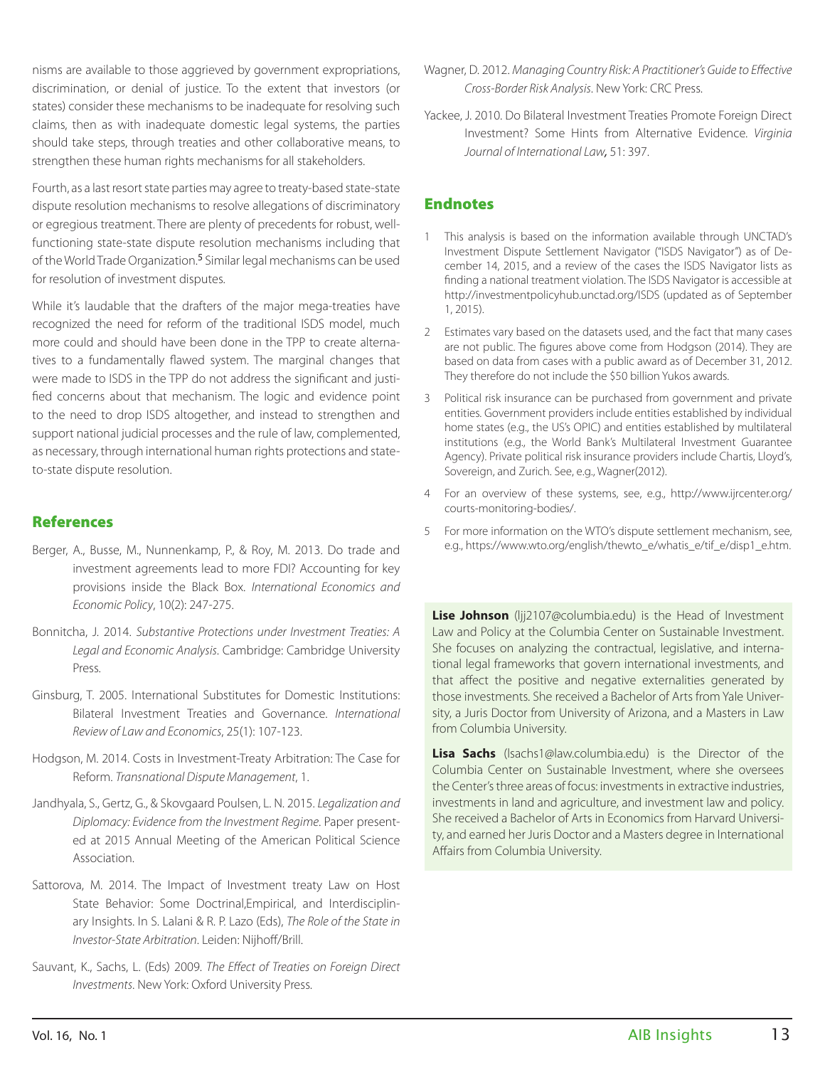nisms are available to those aggrieved by government expropriations, discrimination, or denial of justice. To the extent that investors (or states) consider these mechanisms to be inadequate for resolving such claims, then as with inadequate domestic legal systems, the parties should take steps, through treaties and other collaborative means, to strengthen these human rights mechanisms for all stakeholders.

Fourth, as a last resort state parties may agree to treaty-based state-state dispute resolution mechanisms to resolve allegations of discriminatory or egregious treatment. There are plenty of precedents for robust, well-functioning state-state dispute resolution mechanisms including that of the World Trade Organization.[5] Similar legal mechanisms can be used for resolution of investment disputes.

While it's laudable that the drafters of the major mega-treaties have recognized the need for reform of the traditional ISDS model, much more could and should have been done in the TPP to create alternatives to a fundamentally flawed system. The marginal changes that were made to ISDS in the TPP do not address the significant and justified concerns about that mechanism. The logic and evidence point to the need to drop ISDS altogether, and instead to strengthen and support national judicial processes and the rule of law, complemented, as necessary, through international human rights protections and state-to-state dispute resolution.

## References

Berger, A., Busse, M., Nunnenkamp, P., & Roy, M. 2013. Do trade and investment agreements lead to more FDI? Accounting for key provisions inside the Black Box. *International Economics and Economic Policy*, 10(2): 247-275.

Bonnitcha, J. 2014. *Substantive Protections under Investment Treaties: A Legal and Economic Analysis*. Cambridge: Cambridge University Press.

Ginsburg, T. 2005. International Substitutes for Domestic Institutions: Bilateral Investment Treaties and Governance. *International Review of Law and Economics*, 25(1): 107-123.

Hodgson, M. 2014. Costs in Investment-Treaty Arbitration: The Case for Reform. *Transnational Dispute Management*, 1.

Jandhyala, S., Gertz, G., & Skovgaard Poulsen, L. N. 2015. *Legalization and Diplomacy: Evidence from the Investment Regime*. Paper presented at 2015 Annual Meeting of the American Political Science Association.

Sattorova, M. 2014. The Impact of Investment treaty Law on Host State Behavior: Some Doctrinal,Empirical, and Interdisciplinary Insights. In S. Lalani & R. P. Lazo (Eds), *The Role of the State in Investor-State Arbitration*. Leiden: Nijhoff/Brill.

Sauvant, K., Sachs, L. (Eds) 2009. *The Effect of Treaties on Foreign Direct Investments*. New York: Oxford University Press.

Wagner, D. 2012. *Managing Country Risk: A Practitioner's Guide to Effective Cross-Border Risk Analysis*. New York: CRC Press.

Yackee, J. 2010. Do Bilateral Investment Treaties Promote Foreign Direct Investment? Some Hints from Alternative Evidence. *Virginia Journal of International Law***,** 51: 397.

## Endnotes

1. This analysis is based on the information available through UNCTAD's Investment Dispute Settlement Navigator ("ISDS Navigator") as of December 14, 2015, and a review of the cases the ISDS Navigator lists as finding a national treatment violation. The ISDS Navigator is accessible at http://investmentpolicyhub.unctad.org/ISDS (updated as of September 1, 2015).
2. Estimates vary based on the datasets used, and the fact that many cases are not public. The figures above come from Hodgson (2014). They are based on data from cases with a public award as of December 31, 2012. They therefore do not include the $50 billion Yukos awards.
3. Political risk insurance can be purchased from government and private entities. Government providers include entities established by individual home states (e.g., the US's OPIC) and entities established by multilateral institutions (e.g., the World Bank's Multilateral Investment Guarantee Agency). Private political risk insurance providers include Chartis, Lloyd's, Sovereign, and Zurich. See, e.g., Wagner(2012).
4. For an overview of these systems, see, e.g., http://www.ijrcenter.org/courts-monitoring-bodies/.
5. For more information on the WTO's dispute settlement mechanism, see, e.g., https://www.wto.org/english/thewto_e/whatis_e/tif_e/disp1_e.htm.

**Lise Johnson** (ljj2107@columbia.edu) is the Head of Investment Law and Policy at the Columbia Center on Sustainable Investment. She focuses on analyzing the contractual, legislative, and international legal frameworks that govern international investments, and that affect the positive and negative externalities generated by those investments. She received a Bachelor of Arts from Yale University, a Juris Doctor from University of Arizona, and a Masters in Law from Columbia University.

**Lisa Sachs** (lsachs1@law.columbia.edu) is the Director of the Columbia Center on Sustainable Investment, where she oversees the Center's three areas of focus: investments in extractive industries, investments in land and agriculture, and investment law and policy. She received a Bachelor of Arts in Economics from Harvard University, and earned her Juris Doctor and a Masters degree in International Affairs from Columbia University.